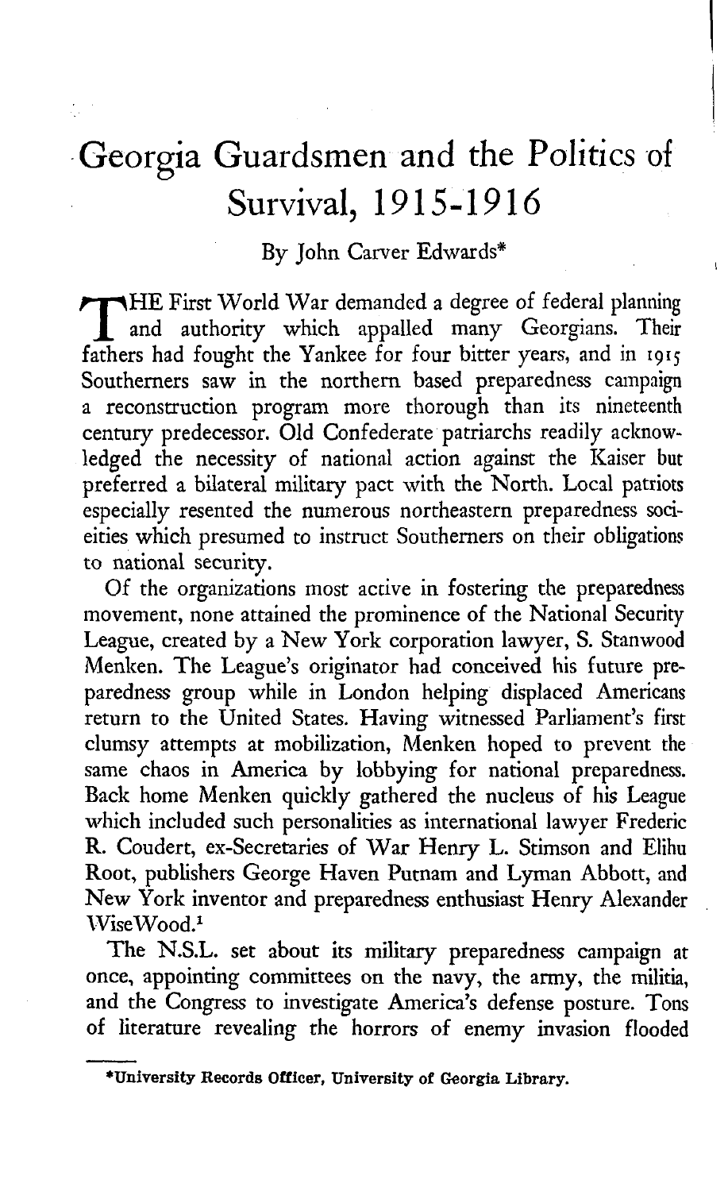# Georgia Guardsmen and the Politics of Survival, 1915-1916

By John Carver Edwards*

THE First World War demanded a degree of federal planning and authority which appalled many Georgians. Their fathers had fought the Yankee for four bitter years, and in 1915 Southerners saw in the northern based preparedness campaign a reconstruction program more thorough than its nineteenth century predecessor. Old Confederate patriarchs readily acknowledged the necessity of national action against the Kaiser but preferred a bilateral military pact with the North. Local patriots especially resented the numerous northeastern preparedness societies which presumed to instruct Southerners on their obligations to national security.

Of the organizations most active in fostering the preparedness movement, none attained the prominence of the National Security League, created by a New York corporation lawyer, S. Stanwood Menken. The League's originator had conceived his future preparedness group while in London helping displaced Americans return to the United States. Having witnessed Parliament's first clumsy attempts at mobilization, Menken hoped to prevent the same chaos in America by lobbying for national preparedness. Back home Menken quickly gathered the nucleus of his League which included such personalities as international lawyer Frederic R. Coudert, ex-Secretaries of War Henry L. Stimson and Elihu Root, publishers George Haven Putnam and Lyman Abbott, and New York inventor and preparedness enthusiast Henry Alexander WiseWood.[1]

The N.S.L. set about its military preparedness campaign at once, appointing committees on the navy, the army, the militia, and the Congress to investigate America's defense posture. Tons of literature revealing the horrors of enemy invasion flooded

*University Records Officer, University of Georgia Library.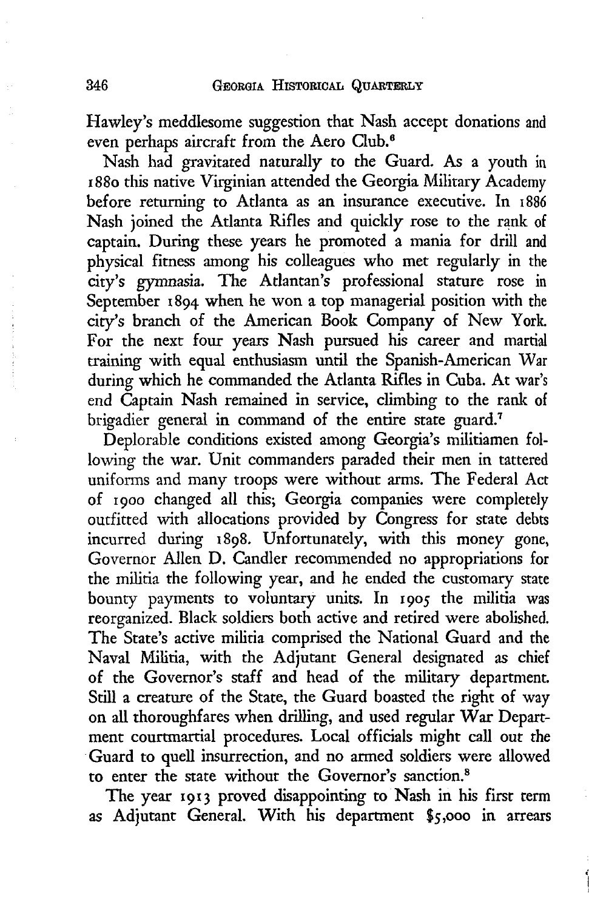Hawley's meddlesome suggestion that Nash accept donations and even perhaps aircraft from the Aero Club.[6]

Nash had gravitated naturally to the Guard. As a youth in 1880 this native Virginian attended the Georgia Military Academy before returning to Atlanta as an insurance executive. In 1886 Nash joined the Atlanta Rifles and quickly rose to the rank of captain. During these years he promoted a mania for drill and physical fitness among his colleagues who met regularly in the city's gymnasia. The Atlantan's professional stature rose in September 1894 when he won a top managerial position with the city's branch of the American Book Company of New York. For the next four years Nash pursued his career and martial training with equal enthusiasm until the Spanish-American War during which he commanded the Atlanta Rifles in Cuba. At war's end Captain Nash remained in service, climbing to the rank of brigadier general in command of the entire state guard.[7]

Deplorable conditions existed among Georgia's militiamen following the war. Unit commanders paraded their men in tattered uniforms and many troops were without arms. The Federal Act of 1900 changed all this; Georgia companies were completely outfitted with allocations provided by Congress for state debts incurred during 1898. Unfortunately, with this money gone, Governor Allen D. Candler recommended no appropriations for the militia the following year, and he ended the customary state bounty payments to voluntary units. In 1905 the militia was reorganized. Black soldiers both active and retired were abolished. The State's active militia comprised the National Guard and the Naval Militia, with the Adjutant General designated as chief of the Governor's staff and head of the military department. Still a creature of the State, the Guard boasted the right of way on all thoroughfares when drilling, and used regular War Department courtmartial procedures. Local officials might call out the Guard to quell insurrection, and no armed soldiers were allowed to enter the state without the Governor's sanction.[8]

The year 1913 proved disappointing to Nash in his first term as Adjutant General. With his department $5,000 in arrears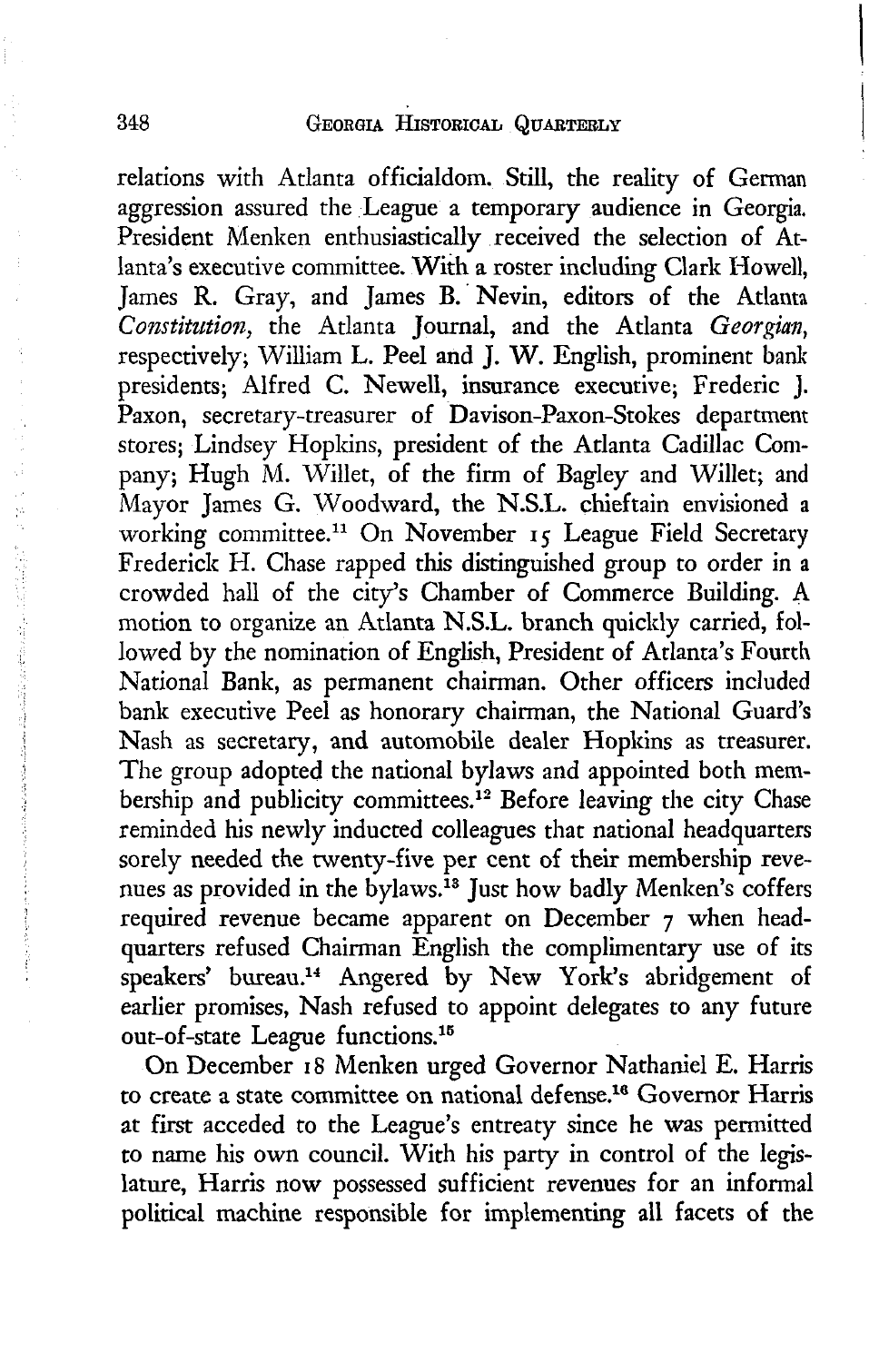relations with Atlanta officialdom. Still, the reality of German aggression assured the League a temporary audience in Georgia. President Menken enthusiastically received the selection of Atlanta's executive committee. With a roster including Clark Howell, James R. Gray, and James B. Nevin, editors of the Atlanta *Constitution*, the Atlanta Journal, and the Atlanta *Georgian*, respectively; William L. Peel and J. W. English, prominent bank presidents; Alfred C. Newell, insurance executive; Frederic J. Paxon, secretary-treasurer of Davison-Paxon-Stokes department stores; Lindsey Hopkins, president of the Atlanta Cadillac Company; Hugh M. Willet, of the firm of Bagley and Willet; and Mayor James G. Woodward, the N.S.L. chieftain envisioned a working committee.[11] On November 15 League Field Secretary Frederick H. Chase rapped this distinguished group to order in a crowded hall of the city's Chamber of Commerce Building. A motion to organize an Atlanta N.S.L. branch quickly carried, followed by the nomination of English, President of Atlanta's Fourth National Bank, as permanent chairman. Other officers included bank executive Peel as honorary chairman, the National Guard's Nash as secretary, and automobile dealer Hopkins as treasurer. The group adopted the national bylaws and appointed both membership and publicity committees.[12] Before leaving the city Chase reminded his newly inducted colleagues that national headquarters sorely needed the twenty-five per cent of their membership revenues as provided in the bylaws.[13] Just how badly Menken's coffers required revenue became apparent on December 7 when headquarters refused Chairman English the complimentary use of its speakers' bureau.[14] Angered by New York's abridgement of earlier promises, Nash refused to appoint delegates to any future out-of-state League functions.[15]

On December 18 Menken urged Governor Nathaniel E. Harris to create a state committee on national defense.[16] Governor Harris at first acceded to the League's entreaty since he was permitted to name his own council. With his party in control of the legislature, Harris now possessed sufficient revenues for an informal political machine responsible for implementing all facets of the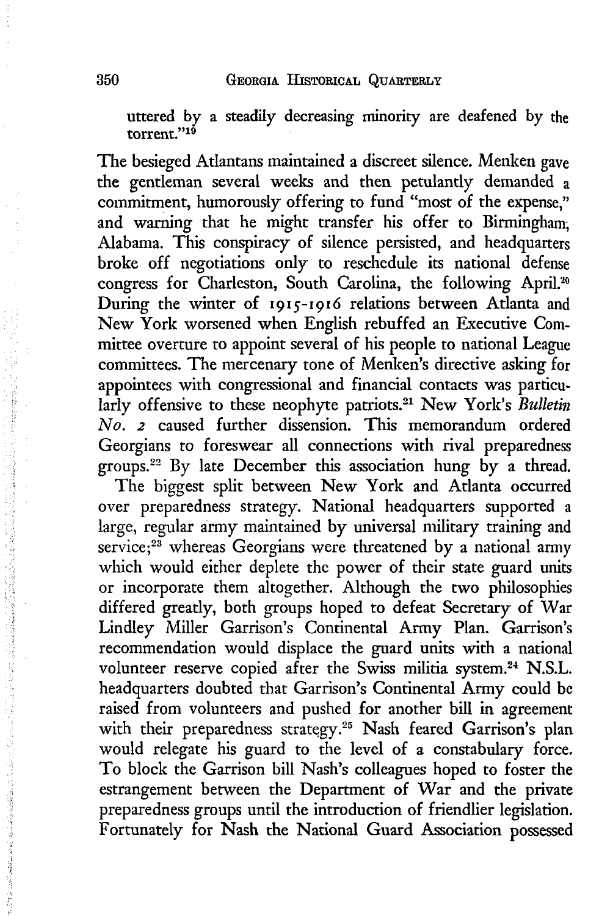uttered by a steadily decreasing minority are deafened by the torrent."[19]

The besieged Atlantans maintained a discreet silence. Menken gave the gentleman several weeks and then petulantly demanded a commitment, humorously offering to fund "most of the expense," and warning that he might transfer his offer to Birmingham, Alabama. This conspiracy of silence persisted, and headquarters broke off negotiations only to reschedule its national defense congress for Charleston, South Carolina, the following April.[20] During the winter of 1915-1916 relations between Atlanta and New York worsened when English rebuffed an Executive Committee overture to appoint several of his people to national League committees. The mercenary tone of Menken's directive asking for appointees with congressional and financial contacts was particularly offensive to these neophyte patriots.[21] New York's *Bulletin No. 2* caused further dissension. This memorandum ordered Georgians to foreswear all connections with rival preparedness groups.[22] By late December this association hung by a thread.

The biggest split between New York and Atlanta occurred over preparedness strategy. National headquarters supported a large, regular army maintained by universal military training and service;[23] whereas Georgians were threatened by a national army which would either deplete the power of their state guard units or incorporate them altogether. Although the two philosophies differed greatly, both groups hoped to defeat Secretary of War Lindley Miller Garrison's Continental Army Plan. Garrison's recommendation would displace the guard units with a national volunteer reserve copied after the Swiss militia system.[24] N.S.L. headquarters doubted that Garrison's Continental Army could be raised from volunteers and pushed for another bill in agreement with their preparedness strategy.[25] Nash feared Garrison's plan would relegate his guard to the level of a constabulary force. To block the Garrison bill Nash's colleagues hoped to foster the estrangement between the Department of War and the private preparedness groups until the introduction of friendlier legislation. Fortunately for Nash the National Guard Association possessed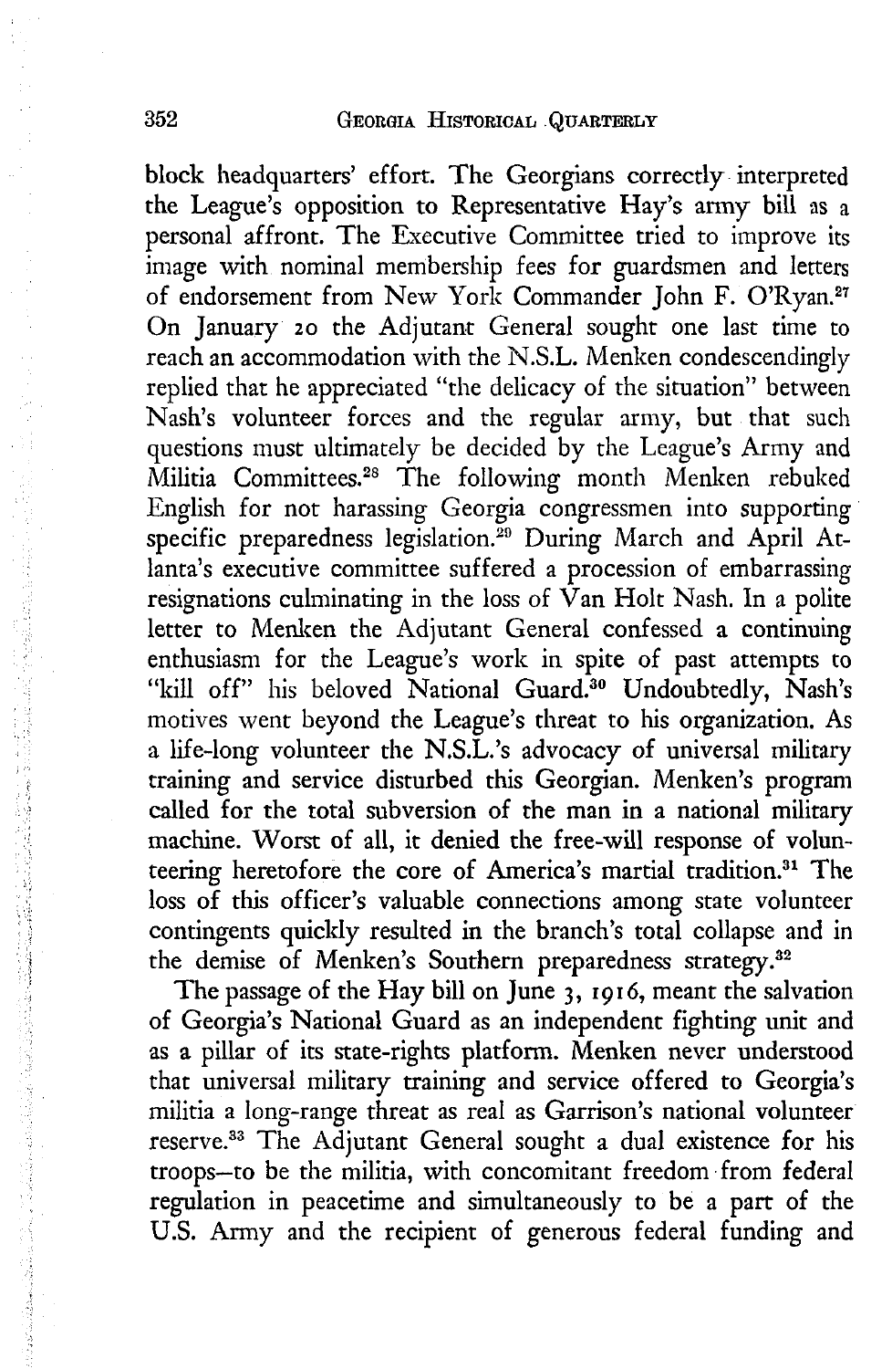block headquarters' effort. The Georgians correctly interpreted the League's opposition to Representative Hay's army bill as a personal affront. The Executive Committee tried to improve its image with nominal membership fees for guardsmen and letters of endorsement from New York Commander John F. O'Ryan.[27] On January 20 the Adjutant General sought one last time to reach an accommodation with the N.S.L. Menken condescendingly replied that he appreciated "the delicacy of the situation" between Nash's volunteer forces and the regular army, but that such questions must ultimately be decided by the League's Army and Militia Committees.[28] The following month Menken rebuked English for not harassing Georgia congressmen into supporting specific preparedness legislation.[29] During March and April Atlanta's executive committee suffered a procession of embarrassing resignations culminating in the loss of Van Holt Nash. In a polite letter to Menken the Adjutant General confessed a continuing enthusiasm for the League's work in spite of past attempts to "kill off" his beloved National Guard.[30] Undoubtedly, Nash's motives went beyond the League's threat to his organization. As a life-long volunteer the N.S.L.'s advocacy of universal military training and service disturbed this Georgian. Menken's program called for the total subversion of the man in a national military machine. Worst of all, it denied the free-will response of volunteering heretofore the core of America's martial tradition.[31] The loss of this officer's valuable connections among state volunteer contingents quickly resulted in the branch's total collapse and in the demise of Menken's Southern preparedness strategy.[32]

The passage of the Hay bill on June 3, 1916, meant the salvation of Georgia's National Guard as an independent fighting unit and as a pillar of its state-rights platform. Menken never understood that universal military training and service offered to Georgia's militia a long-range threat as real as Garrison's national volunteer reserve.[33] The Adjutant General sought a dual existence for his troops—to be the militia, with concomitant freedom from federal regulation in peacetime and simultaneously to be a part of the U.S. Army and the recipient of generous federal funding and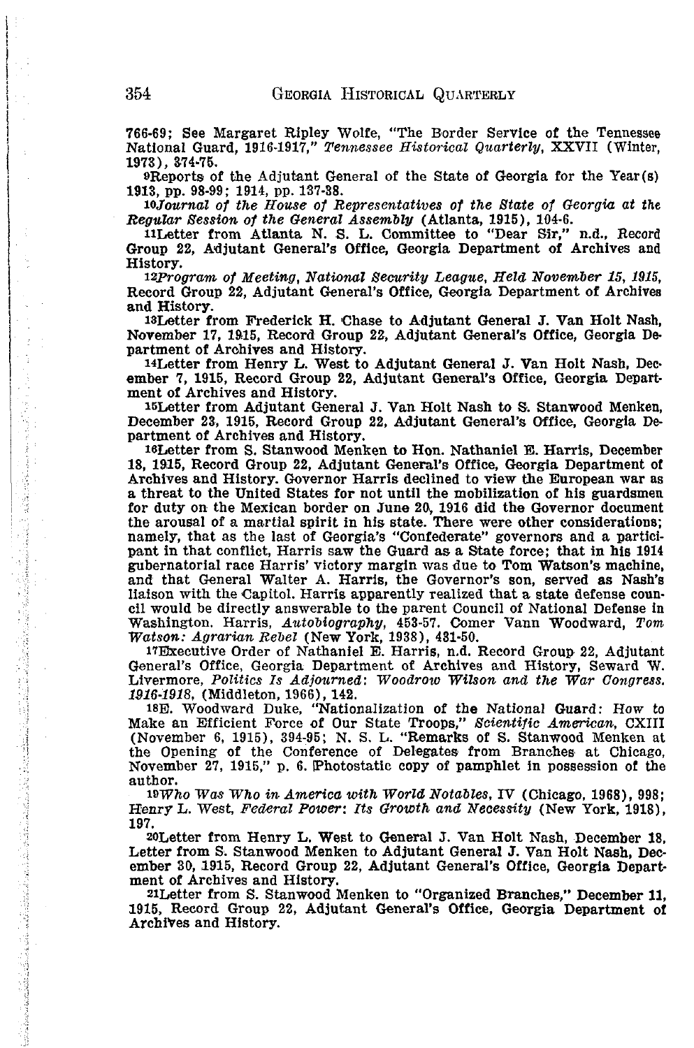766-69; See Margaret Ripley Wolfe, "The Border Service of the Tennessee National Guard, 1916-1917," *Tennessee Historical Quarterly*, XXVII (Winter, 1973), 374-75.

[9]Reports of the Adjutant General of the State of Georgia for the Year(s) 1913, pp. 98-99; 1914, pp. 137-38.

[10]*Journal of the House of Representatives of the State of Georgia at the Regular Session of the General Assembly* (Atlanta, 1915), 104-6.

[11]Letter from Atlanta N. S. L. Committee to "Dear Sir," n.d., Record Group 22, Adjutant General's Office, Georgia Department of Archives and History.

[12]*Program of Meeting, National Security League, Held November 15, 1915*, Record Group 22, Adjutant General's Office, Georgia Department of Archives and History.

[13]Letter from Frederick H. Chase to Adjutant General J. Van Holt Nash, November 17, 1915, Record Group 22, Adjutant General's Office, Georgia Department of Archives and History.

[14]Letter from Henry L. West to Adjutant General J. Van Holt Nash, December 7, 1915, Record Group 22, Adjutant General's Office, Georgia Department of Archives and History.

[15]Letter from Adjutant General J. Van Holt Nash to S. Stanwood Menken, December 23, 1915, Record Group 22, Adjutant General's Office, Georgia Department of Archives and History.

[16]Letter from S. Stanwood Menken to Hon. Nathaniel E. Harris, December 18, 1915, Record Group 22, Adjutant General's Office, Georgia Department of Archives and History. Governor Harris declined to view the European war as a threat to the United States for not until the mobilization of his guardsmen for duty on the Mexican border on June 20, 1916 did the Governor document the arousal of a martial spirit in his state. There were other considerations; namely, that as the last of Georgia's "Confederate" governors and a participant in that conflict, Harris saw the Guard as a State force; that in his 1914 gubernatorial race Harris' victory margin was due to Tom Watson's machine, and that General Walter A. Harris, the Governor's son, served as Nash's liaison with the Capitol. Harris apparently realized that a state defense council would be directly answerable to the parent Council of National Defense in Washington. Harris, *Autobiography*, 453-57. Comer Vann Woodward, *Tom Watson: Agrarian Rebel* (New York, 1938), 431-50.

[17]Executive Order of Nathaniel E. Harris, n.d. Record Group 22, Adjutant General's Office, Georgia Department of Archives and History, Seward W. Livermore, *Politics Is Adjourned: Woodrow Wilson and the War Congress. 1916-1918*, (Middleton, 1966), 142.

[18]E. Woodward Duke, "Nationalization of the National Guard: How to Make an Efficient Force of Our State Troops," *Scientific American*, CXIII (November 6, 1915), 394-95; N. S. L. "Remarks of S. Stanwood Menken at the Opening of the Conference of Delegates from Branches at Chicago, November 27, 1915," p. 6. [Photostatic copy of pamphlet in possession of the author.

[19]*Who Was Who in America with World Notables*, IV (Chicago, 1968), 998; Henry L. West, *Federal Power: Its Growth and Necessity* (New York, 1918), 197.

[20]Letter from Henry L. West to General J. Van Holt Nash, December 18, Letter from S. Stanwood Menken to Adjutant General J. Van Holt Nash, December 30, 1915, Record Group 22, Adjutant General's Office, Georgia Department of Archives and History.

[21]Letter from S. Stanwood Menken to "Organized Branches," December 11, 1915, Record Group 22, Adjutant General's Office, Georgia Department of Archives and History.